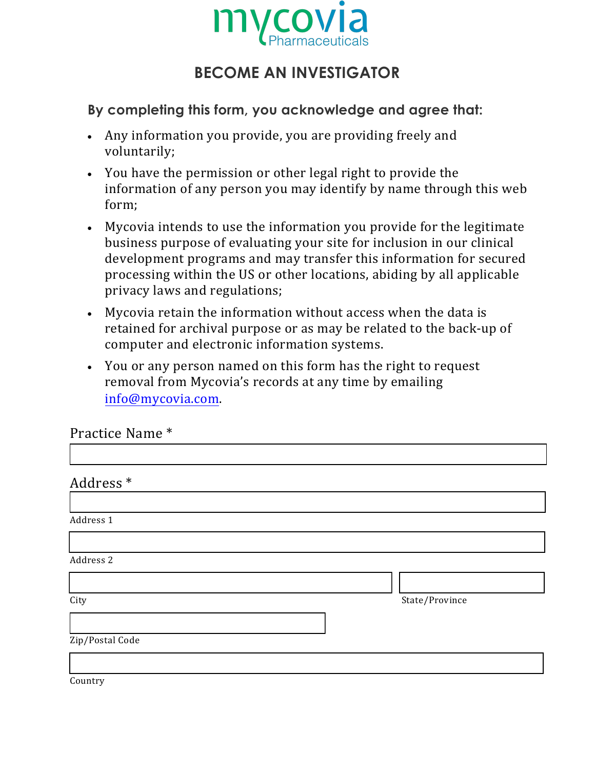mycovia Pharmaceuticals

# BECOME AN INVESTIGATOR

**By completing this form, you acknowledge and agree that:**

- Any information you provide, you are providing freely and voluntarily;
- You have the permission or other legal right to provide the information of any person you may identify by name through this web form;
- Mycovia intends to use the information you provide for the legitimate business purpose of evaluating your site for inclusion in our clinical development programs and may transfer this information for secured processing within the US or other locations, abiding by all applicable privacy laws and regulations;
- Mycovia retain the information without access when the data is retained for archival purpose or as may be related to the back-up of computer and electronic information systems.
- You or any person named on this form has the right to request removal from Mycovia's records at any time by emailing info@mycovia.com.

Practice Name *

Address *

Address 1

Address 2

City

State/Province

Zip/Postal Code

Country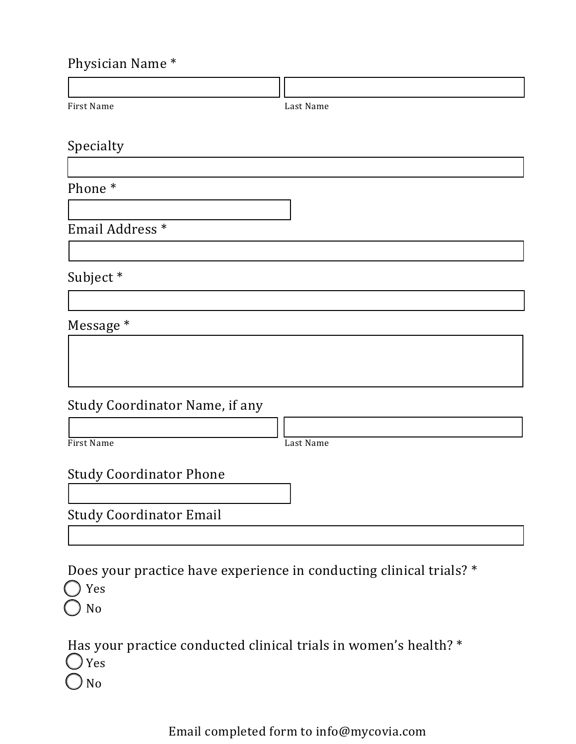Physician Name *

First Name

Last Name

Specialty

Phone *

Email Address *

Subject *

Message *

Study Coordinator Name, if any

First Name

Last Name

Study Coordinator Phone

Study Coordinator Email

Does your practice have experience in conducting clinical trials? *

- Yes
- No

Has your practice conducted clinical trials in women's health? *

- Yes
- No

Email completed form to info@mycovia.com